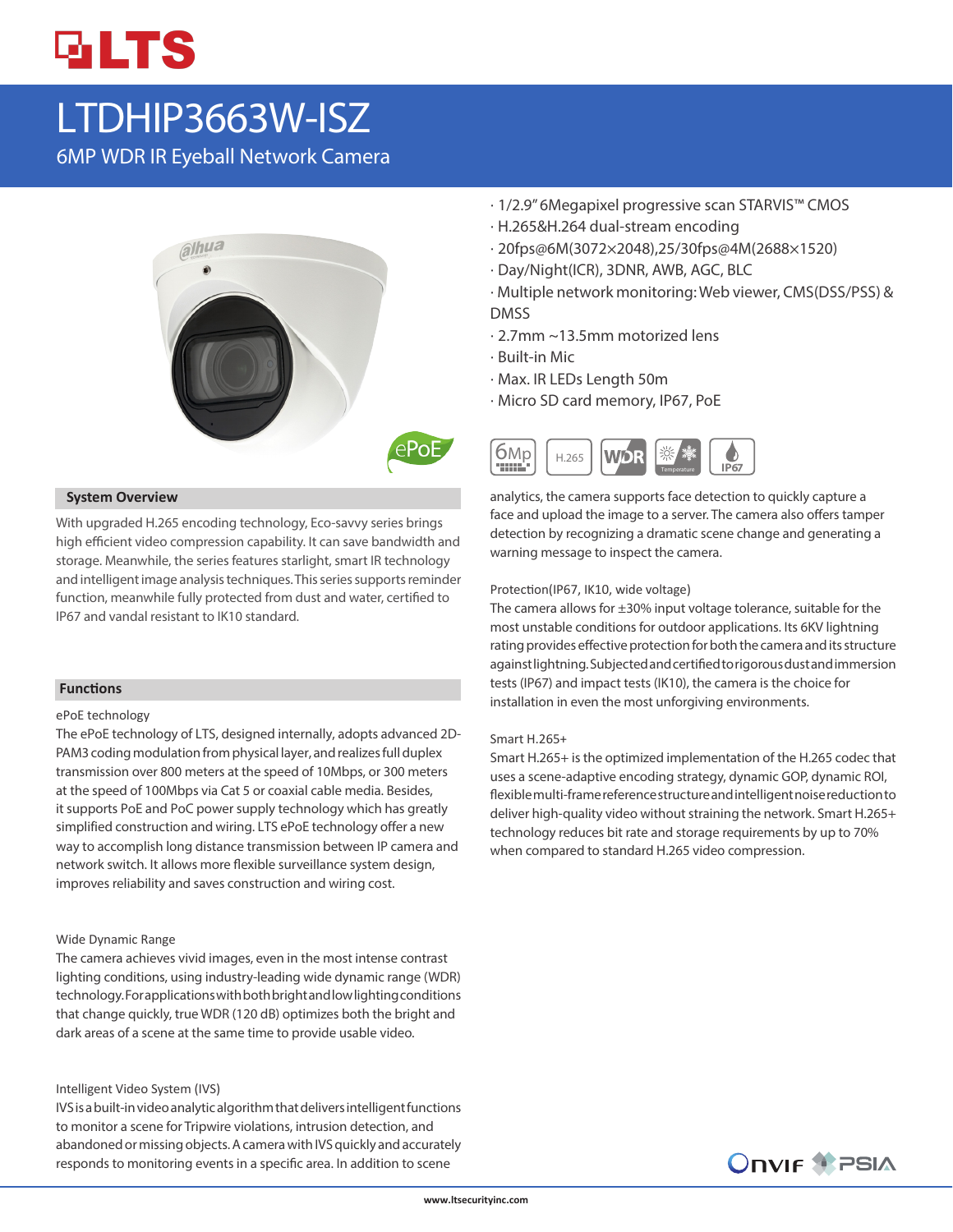# LTS

# LTDHIP3663W-ISZ

6MP WDR IR Eyeball Network Camera

- 1/2.9" 6Megapixel progressive scan STARVIS™ CMOS
- H.265&H.264 dual-stream encoding
- 20fps@6M(3072×2048),25/30fps@4M(2688×1520)
- Day/Night(ICR), 3DNR, AWB, AGC, BLC
- Multiple network monitoring: Web viewer, CMS(DSS/PSS) & DMSS
- 2.7mm ~13.5mm motorized lens
- Built-in Mic
- Max. IR LEDs Length 50m
- Micro SD card memory, IP67, PoE

## System Overview

With upgraded H.265 encoding technology, Eco-savvy series brings high efficient video compression capability. It can save bandwidth and storage. Meanwhile, the series features starlight, smart IR technology and intelligent image analysis techniques. This series supports reminder function, meanwhile fully protected from dust and water, certified to IP67 and vandal resistant to IK10 standard.

## Functions

ePoE technology

The ePoE technology of LTS, designed internally, adopts advanced 2D-PAM3 coding modulation from physical layer, and realizes full duplex transmission over 800 meters at the speed of 10Mbps, or 300 meters at the speed of 100Mbps via Cat 5 or coaxial cable media. Besides, it supports PoE and PoC power supply technology which has greatly simplified construction and wiring. LTS ePoE technology offer a new way to accomplish long distance transmission between IP camera and network switch. It allows more flexible surveillance system design, improves reliability and saves construction and wiring cost.

Wide Dynamic Range

The camera achieves vivid images, even in the most intense contrast lighting conditions, using industry-leading wide dynamic range (WDR) technology. For applications with both bright and low lighting conditions that change quickly, true WDR (120 dB) optimizes both the bright and dark areas of a scene at the same time to provide usable video.

Intelligent Video System (IVS)

IVS is a built-in video analytic algorithm that delivers intelligent functions to monitor a scene for Tripwire violations, intrusion detection, and abandoned or missing objects. A camera with IVS quickly and accurately responds to monitoring events in a specific area. In addition to scene analytics, the camera supports face detection to quickly capture a face and upload the image to a server. The camera also offers tamper detection by recognizing a dramatic scene change and generating a warning message to inspect the camera.

Protection(IP67, IK10, wide voltage)

The camera allows for ±30% input voltage tolerance, suitable for the most unstable conditions for outdoor applications. Its 6KV lightning rating provides effective protection for both the camera and its structure against lightning. Subjected and certified to rigorous dust and immersion tests (IP67) and impact tests (IK10), the camera is the choice for installation in even the most unforgiving environments.

Smart H.265+

Smart H.265+ is the optimized implementation of the H.265 codec that uses a scene-adaptive encoding strategy, dynamic GOP, dynamic ROI, flexible multi-frame reference structure and intelligent noise reduction to deliver high-quality video without straining the network. Smart H.265+ technology reduces bit rate and storage requirements by up to 70% when compared to standard H.265 video compression.

www.ltsecurityinc.com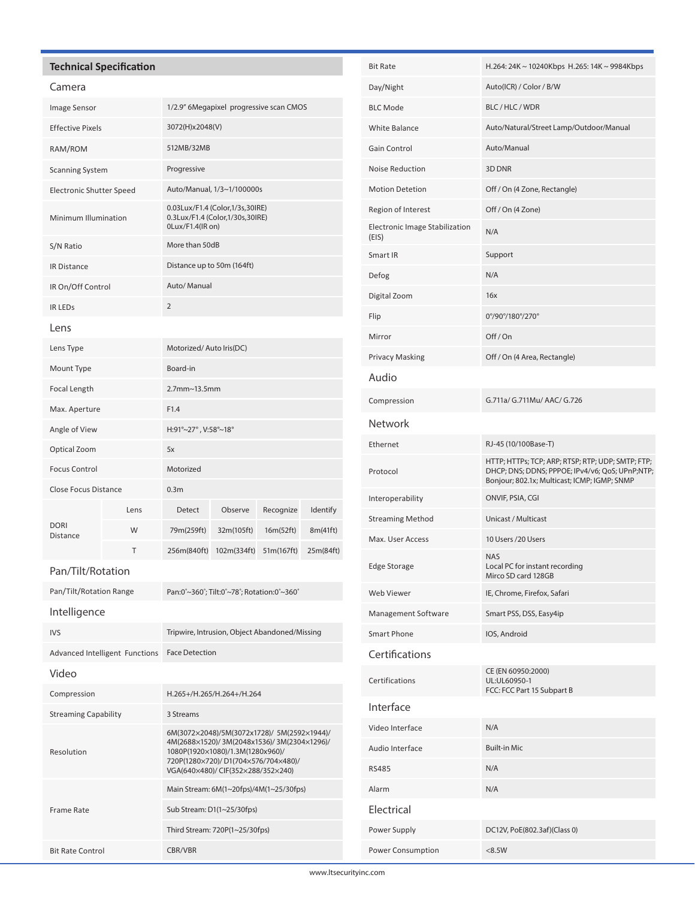## Technical Specification

### Camera

| | |
|---|---|
| Image Sensor | 1/2.9" 6Megapixel progressive scan CMOS |
| Effective Pixels | 3072(H)x2048(V) |
| RAM/ROM | 512MB/32MB |
| Scanning System | Progressive |
| Electronic Shutter Speed | Auto/Manual, 1/3~1/100000s |
| Minimum Illumination | 0.03Lux/F1.4 (Color,1/3s,30IRE)<br>0.3Lux/F1.4 (Color,1/30s,30IRE)<br>0Lux/F1.4(IR on) |
| S/N Ratio | More than 50dB |
| IR Distance | Distance up to 50m (164ft) |
| IR On/Off Control | Auto/ Manual |
| IR LEDs | 2 |

### Lens

| | | | | | |
|---|---|---|---|---|---|
| Lens Type | | Motorized/ Auto Iris(DC) | | | |
| Mount Type | | Board-in | | | |
| Focal Length | | 2.7mm~13.5mm | | | |
| Max. Aperture | | F1.4 | | | |
| Angle of View | | H:91°~27° , V:58°~18° | | | |
| Optical Zoom | | 5x | | | |
| Focus Control | | Motorized | | | |
| Close Focus Distance | | 0.3m | | | |
| DORI Distance | Lens | Detect | Observe | Recognize | Identify |
| | W | 79m(259ft) | 32m(105ft) | 16m(52ft) | 8m(41ft) |
| | T | 256m(840ft) | 102m(334ft) | 51m(167ft) | 25m(84ft) |

### Pan/Tilt/Rotation

| | |
|---|---|
| Pan/Tilt/Rotation Range | Pan:0°~360°; Tilt:0°~78°; Rotation:0°~360° |

### Intelligence

| | |
|---|---|
| IVS | Tripwire, Intrusion, Object Abandoned/Missing |
| Advanced Intelligent Functions | Face Detection |

### Video

| | |
|---|---|
| Compression | H.265+/H.265/H.264+/H.264 |
| Streaming Capability | 3 Streams |
| Resolution | 6M(3072×2048)/5M(3072×1728)/ 5M(2592×1944)/ 4M(2688×1520)/ 3M(2048x1536)/ 3M(2304×1296)/ 1080P(1920×1080)/1.3M(1280x960)/ 720P(1280×720)/ D1(704×576/704×480)/ VGA(640×480)/ CIF(352×288/352×240) |
| Frame Rate | Main Stream: 6M(1~20fps)/4M(1~25/30fps) |
| | Sub Stream: D1(1~25/30fps) |
| | Third Stream: 720P(1~25/30fps) |
| Bit Rate Control | CBR/VBR |
| Bit Rate | H.264: 24K ~ 10240Kbps H.265: 14K ~ 9984Kbps |
| Day/Night | Auto(ICR) / Color / B/W |
| BLC Mode | BLC / HLC / WDR |
| White Balance | Auto/Natural/Street Lamp/Outdoor/Manual |
| Gain Control | Auto/Manual |
| Noise Reduction | 3D DNR |
| Motion Detetion | Off / On (4 Zone, Rectangle) |
| Region of Interest | Off / On (4 Zone) |
| Electronic Image Stabilization (EIS) | N/A |
| Smart IR | Support |
| Defog | N/A |
| Digital Zoom | 16x |
| Flip | 0°/90°/180°/270° |
| Mirror | Off / On |
| Privacy Masking | Off / On (4 Area, Rectangle) |

### Audio

| | |
|---|---|
| Compression | G.711a/ G.711Mu/ AAC/ G.726 |

### Network

| | |
|---|---|
| Ethernet | RJ-45 (10/100Base-T) |
| Protocol | HTTP; HTTPs; TCP; ARP; RTSP; RTP; UDP; SMTP; FTP; DHCP; DNS; DDNS; PPPOE; IPv4/v6; QoS; UPnP;NTP; Bonjour; 802.1x; Multicast; ICMP; IGMP; SNMP |
| Interoperability | ONVIF, PSIA, CGI |
| Streaming Method | Unicast / Multicast |
| Max. User Access | 10 Users /20 Users |
| Edge Storage | NAS<br>Local PC for instant recording<br>Mirco SD card 128GB |
| Web Viewer | IE, Chrome, Firefox, Safari |
| Management Software | Smart PSS, DSS, Easy4ip |
| Smart Phone | IOS, Android |

### Certifications

| | |
|---|---|
| Certifications | CE (EN 60950:2000)<br>UL:UL60950-1<br>FCC: FCC Part 15 Subpart B |

### Interface

| | |
|---|---|
| Video Interface | N/A |
| Audio Interface | Built-in Mic |
| RS485 | N/A |
| Alarm | N/A |

### Electrical

| | |
|---|---|
| Power Supply | DC12V, PoE(802.3af)(Class 0) |
| Power Consumption | <8.5W |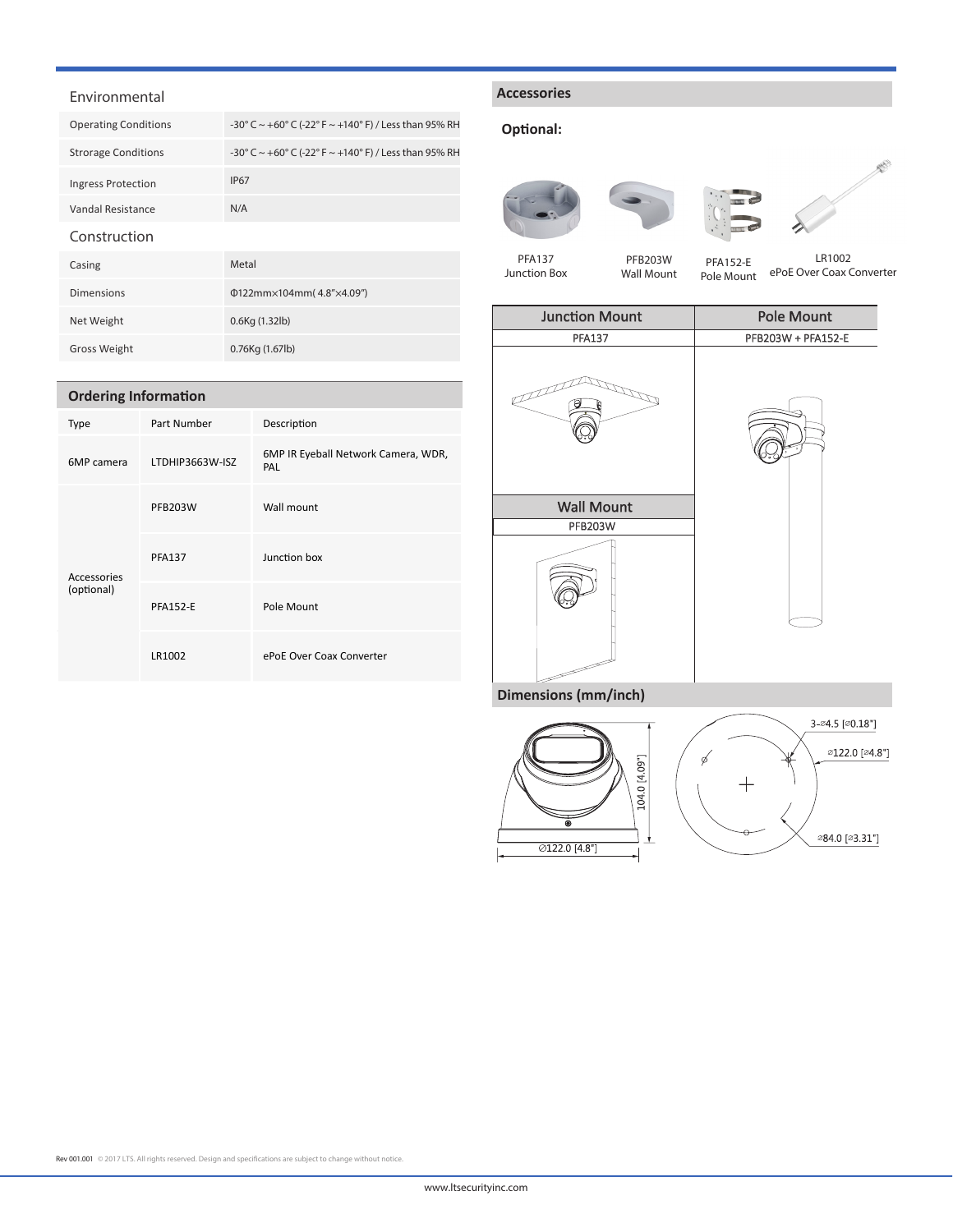## Environmental

| | |
|---|---|
| Operating Conditions | -30° C ~ +60° C (-22° F ~ +140° F) / Less than 95% RH |
| Strorage Conditions | -30° C ~ +60° C (-22° F ~ +140° F) / Less than 95% RH |
| Ingress Protection | IP67 |
| Vandal Resistance | N/A |

## Construction

| | |
|---|---|
| Casing | Metal |
| Dimensions | Φ122mm×104mm( 4.8"×4.09") |
| Net Weight | 0.6Kg (1.32lb) |
| Gross Weight | 0.76Kg (1.67lb) |

## Ordering Information

| Type | Part Number | Description |
|---|---|---|
| 6MP camera | LTDHIP3663W-ISZ | 6MP IR Eyeball Network Camera, WDR, PAL |
| Accessories (optional) | PFB203W | Wall mount |
| | PFA137 | Junction box |
| | PFA152-E | Pole Mount |
| | LR1002 | ePoE Over Coax Converter |

## Accessories

**Optional:**

PFA137
Junction Box

PFB203W
Wall Mount

PFA152-E
Pole Mount

LR1002
ePoE Over Coax Converter

Junction Mount
PFA137

Pole Mount
PFB203W + PFA152-E

Wall Mount
PFB203W

## Dimensions (mm/inch)

104.0 [4.09"]

∅122.0 [4.8"]

3-∅4.5 [∅0.18"]

∅122.0 [∅4.8"]

∅84.0 [∅3.31"]

Rev 001.001 © 2017 LTS. All rights reserved. Design and specifications are subject to change without notice.

www.ltsecurityinc.com